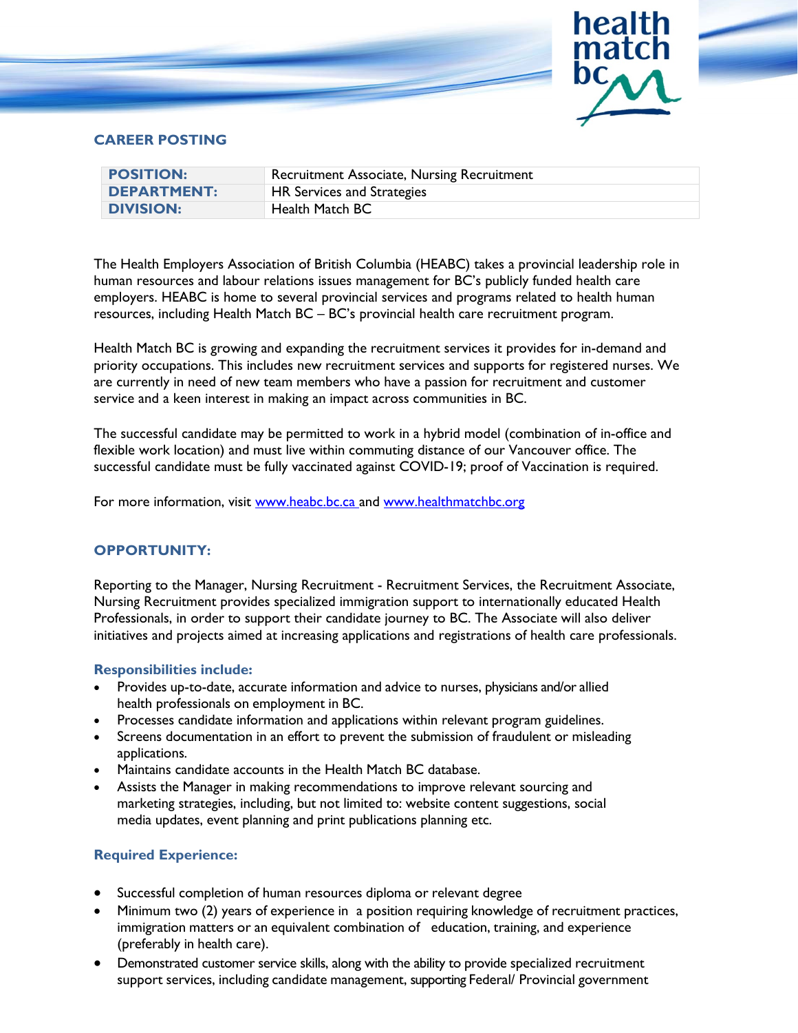## CAREER POSTING

| | |
|---|---|
| **POSITION:** | Recruitment Associate, Nursing Recruitment |
| **DEPARTMENT:** | HR Services and Strategies |
| **DIVISION:** | Health Match BC |

The Health Employers Association of British Columbia (HEABC) takes a provincial leadership role in human resources and labour relations issues management for BC's publicly funded health care employers. HEABC is home to several provincial services and programs related to health human resources, including Health Match BC – BC's provincial health care recruitment program.

Health Match BC is growing and expanding the recruitment services it provides for in-demand and priority occupations. This includes new recruitment services and supports for registered nurses. We are currently in need of new team members who have a passion for recruitment and customer service and a keen interest in making an impact across communities in BC.

The successful candidate may be permitted to work in a hybrid model (combination of in-office and flexible work location) and must live within commuting distance of our Vancouver office. The successful candidate must be fully vaccinated against COVID-19; proof of Vaccination is required.

For more information, visit www.heabc.bc.ca and www.healthmatchbc.org

## OPPORTUNITY:

Reporting to the Manager, Nursing Recruitment - Recruitment Services, the Recruitment Associate, Nursing Recruitment provides specialized immigration support to internationally educated Health Professionals, in order to support their candidate journey to BC. The Associate will also deliver initiatives and projects aimed at increasing applications and registrations of health care professionals.

### Responsibilities include:

- Provides up-to-date, accurate information and advice to nurses, physicians and/or allied health professionals on employment in BC.
- Processes candidate information and applications within relevant program guidelines.
- Screens documentation in an effort to prevent the submission of fraudulent or misleading applications.
- Maintains candidate accounts in the Health Match BC database.
- Assists the Manager in making recommendations to improve relevant sourcing and marketing strategies, including, but not limited to: website content suggestions, social media updates, event planning and print publications planning etc.

### Required Experience:

- Successful completion of human resources diploma or relevant degree
- Minimum two (2) years of experience in a position requiring knowledge of recruitment practices, immigration matters or an equivalent combination of education, training, and experience (preferably in health care).
- Demonstrated customer service skills, along with the ability to provide specialized recruitment support services, including candidate management, supporting Federal/ Provincial government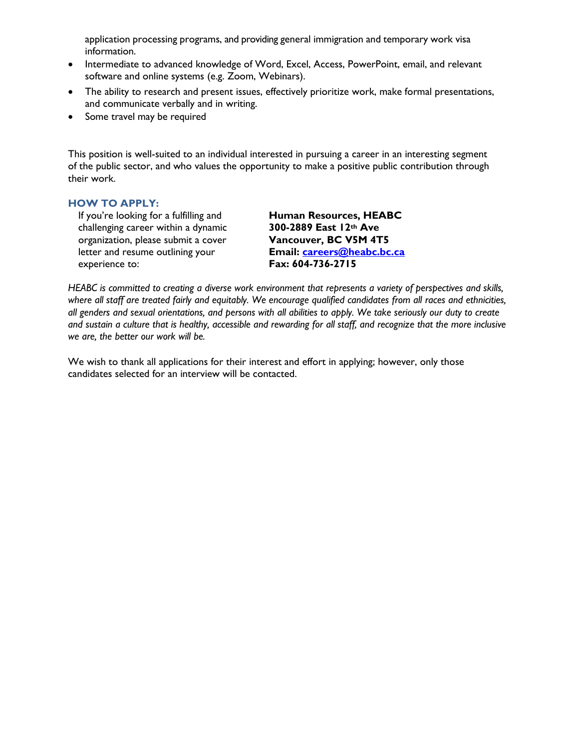application processing programs, and providing general immigration and temporary work visa information.

- Intermediate to advanced knowledge of Word, Excel, Access, PowerPoint, email, and relevant software and online systems (e.g. Zoom, Webinars).
- The ability to research and present issues, effectively prioritize work, make formal presentations, and communicate verbally and in writing.
- Some travel may be required

This position is well-suited to an individual interested in pursuing a career in an interesting segment of the public sector, and who values the opportunity to make a positive public contribution through their work.

## HOW TO APPLY:

If you're looking for a fulfilling and challenging career within a dynamic organization, please submit a cover letter and resume outlining your experience to:

**Human Resources, HEABC**
**300-2889 East 12th Ave**
**Vancouver, BC V5M 4T5**
**Email: careers@heabc.bc.ca**
**Fax: 604-736-2715**

*HEABC is committed to creating a diverse work environment that represents a variety of perspectives and skills, where all staff are treated fairly and equitably. We encourage qualified candidates from all races and ethnicities, all genders and sexual orientations, and persons with all abilities to apply. We take seriously our duty to create and sustain a culture that is healthy, accessible and rewarding for all staff, and recognize that the more inclusive we are, the better our work will be.*

We wish to thank all applications for their interest and effort in applying; however, only those candidates selected for an interview will be contacted.